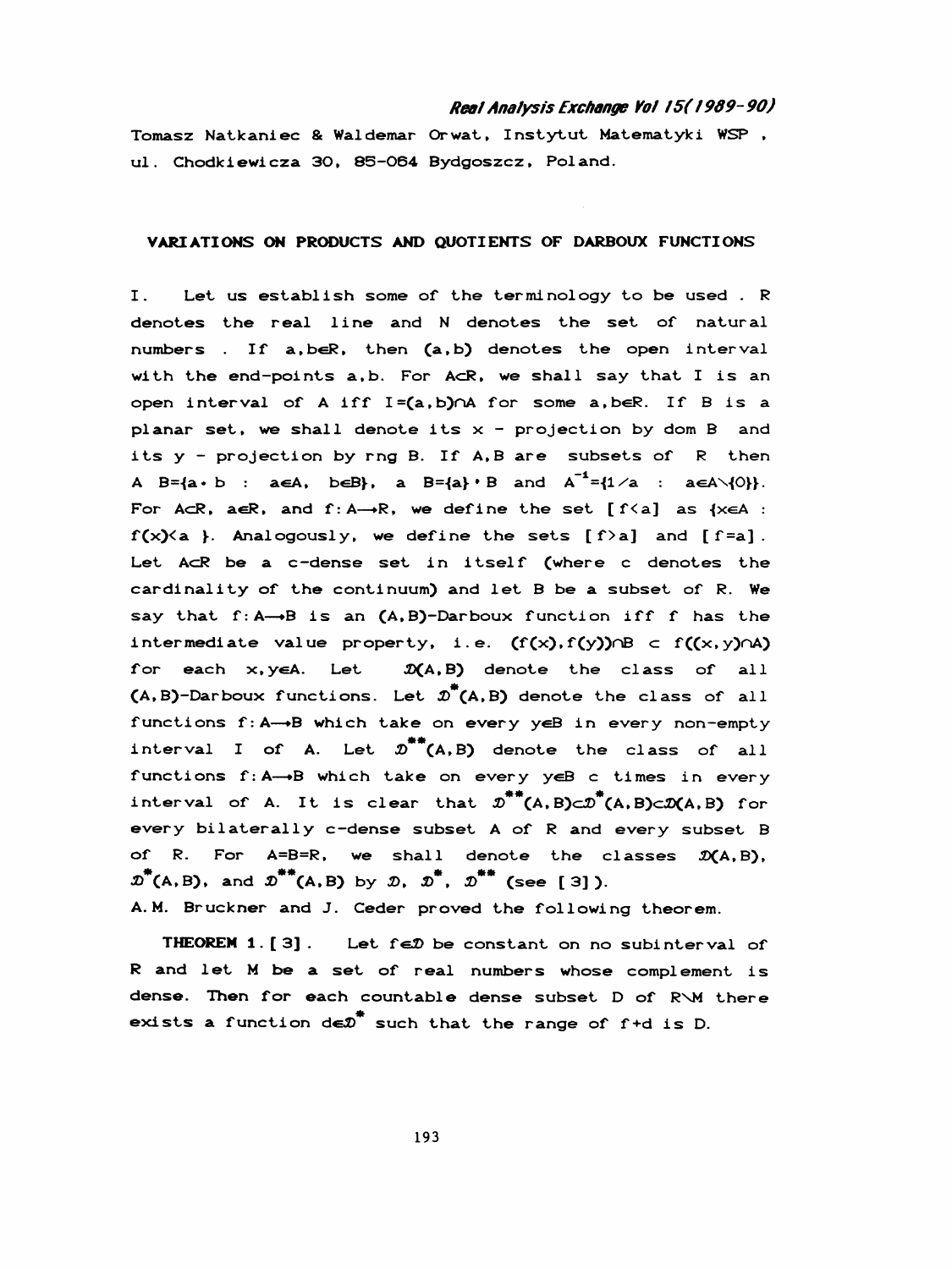Tomasz Natkaniec & Waldemar Orwat, Instytut Matematyki WSP, ul. Chodkiewicza 30, 85-064 Bydgoszcz, Poland.

## VARIATIONS ON PRODUCTS AND QUOTIENTS OF DARBOUX FUNCTIONS

I. Let us establish some of the terminology to be used. $\mathbb{R}$ denotes the real line and $\mathbb{N}$ denotes the set of natural numbers. If $a,b\in\mathbb{R}$, then $(a,b)$ denotes the open interval with the end-points $a,b$. For $A\subset\mathbb{R}$, we shall say that $I$ is an open interval of $A$ iff $I=(a,b)\cap A$ for some $a,b\in\mathbb{R}$. If $B$ is a planar set, we shall denote its $x$ - projection by dom $B$ and its $y$ - projection by rng $B$. If $A,B$ are subsets of $\mathbb{R}$ then $A\ B=\{a\cdot b\ :\ a\in A,\ b\in B\}$, $a\ B=\{a\}\cdot B$ and $A^{-1}=\{1/a\ :\ a\in A\setminus\{0\}\}$. For $A\subset\mathbb{R}$, $a\in\mathbb{R}$, and $f:A\to\mathbb{R}$, we define the set $[f<a]$ as $\{x\in A\ :\ f(x)<a\}$. Analogously, we define the sets $[f>a]$ and $[f=a]$. Let $A\subset\mathbb{R}$ be a c-dense set in itself (where c denotes the cardinality of the continuum) and let $B$ be a subset of $\mathbb{R}$. We say that $f:A\to B$ is an $(A,B)$-Darboux function iff $f$ has the intermediate value property, i.e. $(f(x),f(y))\cap B\subset f((x,y)\cap A)$ for each $x,y\in A$. Let $\mathcal{D}(A,B)$ denote the class of all $(A,B)$-Darboux functions. Let $\mathcal{D}^*(A,B)$ denote the class of all functions $f:A\to B$ which take on every $y\in B$ in every non-empty interval $I$ of $A$. Let $\mathcal{D}^{**}(A,B)$ denote the class of all functions $f:A\to B$ which take on every $y\in B$ c times in every interval of $A$. It is clear that $\mathcal{D}^{**}(A,B)\subset\mathcal{D}^*(A,B)\subset\mathcal{D}(A,B)$ for every bilaterally c-dense subset $A$ of $\mathbb{R}$ and every subset $B$ of $\mathbb{R}$. For $A=B=\mathbb{R}$, we shall denote the classes $\mathcal{D}(A,B)$, $\mathcal{D}^*(A,B)$, and $\mathcal{D}^{**}(A,B)$ by $\mathcal{D}$, $\mathcal{D}^*$, $\mathcal{D}^{**}$ (see [3]).

A.M. Bruckner and J. Ceder proved the following theorem.

**THEOREM 1.** [3]. Let $f\in\mathcal{D}$ be constant on no subinterval of $\mathbb{R}$ and let $M$ be a set of real numbers whose complement is dense. Then for each countable dense subset $D$ of $\mathbb{R}\setminus M$ there exists a function $d\in\mathcal{D}^*$ such that the range of $f+d$ is $D$.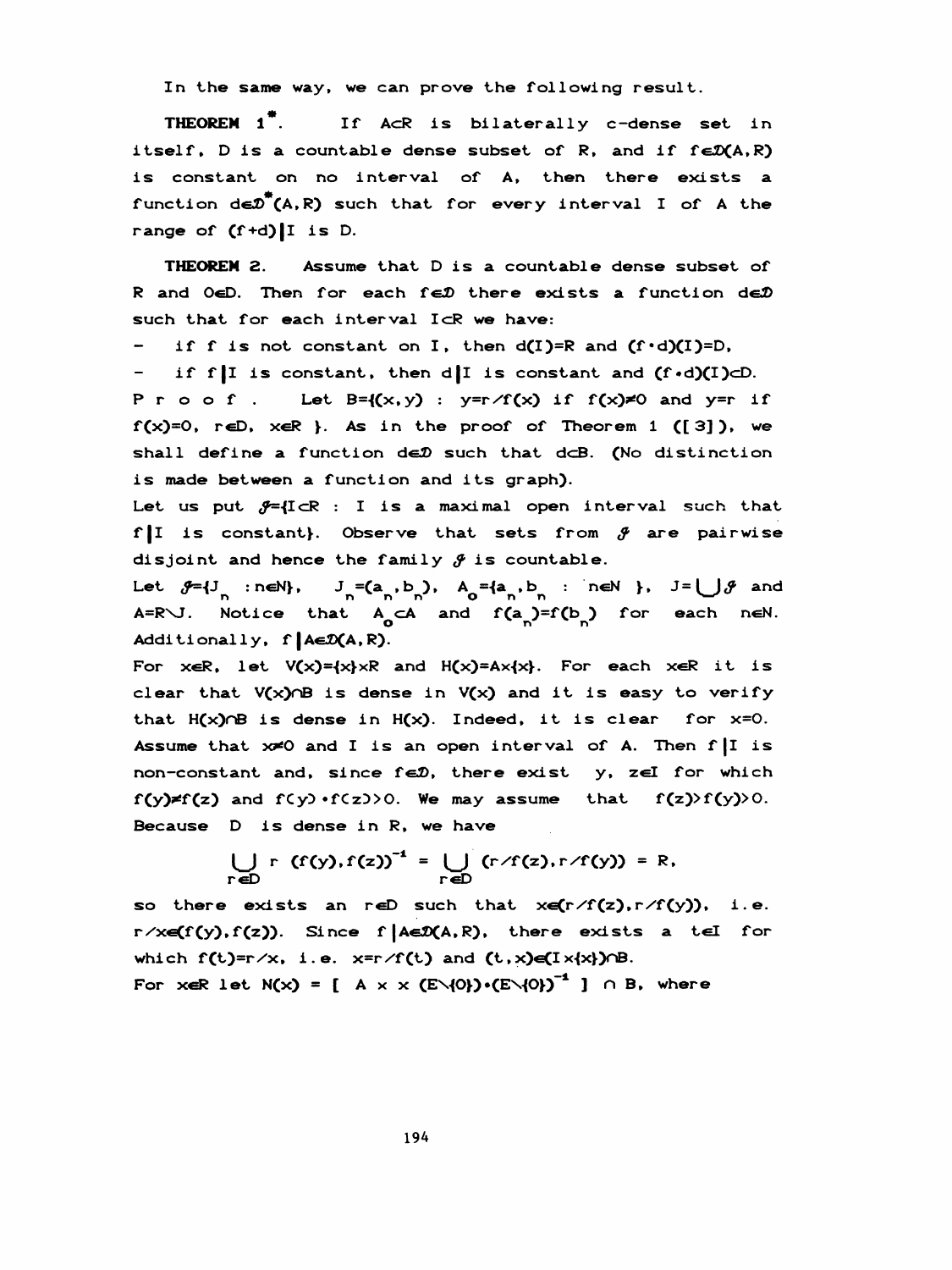In the same way, we can prove the following result.

**THEOREM 1***. If $A\subset R$ is bilaterally c-dense set in itself, D is a countable dense subset of R, and if $f\in\mathcal{D}(A,R)$ is constant on no interval of A, then there exists a function $d\in\mathcal{D}^*(A,R)$ such that for every interval I of A the range of $(f+d)|I$ is D.

**THEOREM 2.** Assume that D is a countable dense subset of R and $0\in D$. Then for each $f\in\mathcal{D}$ there exists a function $d\in\mathcal{D}$ such that for each interval $I\subset R$ we have:

- if f is not constant on I, then $d(I)=R$ and $(f\cdot d)(I)=D$,
- if $f|I$ is constant, then $d|I$ is constant and $(f\cdot d)(I)\subset D$.

P r o o f . Let $B=\{(x,y) : y=r/f(x)$ if $f(x)\neq 0$ and $y=r$ if $f(x)=0$, $r\in D$, $x\in R\}$. As in the proof of Theorem 1 ([3]), we shall define a function $d\in\mathcal{D}$ such that $d\subset B$. (No distinction is made between a function and its graph).

Let us put $\mathcal{J}=\{I\subset R$ : I is a maximal open interval such that $f|I$ is constant$\}$. Observe that sets from $\mathcal{J}$ are pairwise disjoint and hence the family $\mathcal{J}$ is countable.

Let $\mathcal{J}=\{J_n : n\in N\}$, $J_n=(a_n,b_n)$, $A_0=\{a_n,b_n : n\in N\}$, $J=\bigcup\mathcal{J}$ and $A=R\setminus J$. Notice that $A_0\subset A$ and $f(a_n)=f(b_n)$ for each $n\in N$. Additionally, $f|A\in\mathcal{D}(A,R)$.

For $x\in R$, let $V(x)=\{x\}\times R$ and $H(x)=A\times\{x\}$. For each $x\in R$ it is clear that $V(x)\cap B$ is dense in $V(x)$ and it is easy to verify that $H(x)\cap B$ is dense in $H(x)$. Indeed, it is clear for $x=0$. Assume that $x\neq 0$ and I is an open interval of A. Then $f|I$ is non-constant and, since $f\in\mathcal{D}$, there exist $y, z\in I$ for which $f(y)\neq f(z)$ and $f(y)\cdot f(z)>0$. We may assume that $f(z)>f(y)>0$. Because D is dense in R, we have

$$\bigcup_{r\in D} r\,(f(y),f(z))^{-1} = \bigcup_{r\in D} (r/f(z),r/f(y)) = R,$$

so there exists an $r\in D$ such that $x\in(r/f(z),r/f(y))$, i.e. $r/x\in(f(y),f(z))$. Since $f|A\in\mathcal{D}(A,R)$, there exists a $t\in I$ for which $f(t)=r/x$, i.e. $x=r/f(t)$ and $(t,x)\in(I\times\{x\})\cap B$.

For $x\in R$ let $N(x) = [\ A\times x\,(E\setminus\{0\})\cdot(E\setminus\{0\})^{-1}\ ]\cap B$, where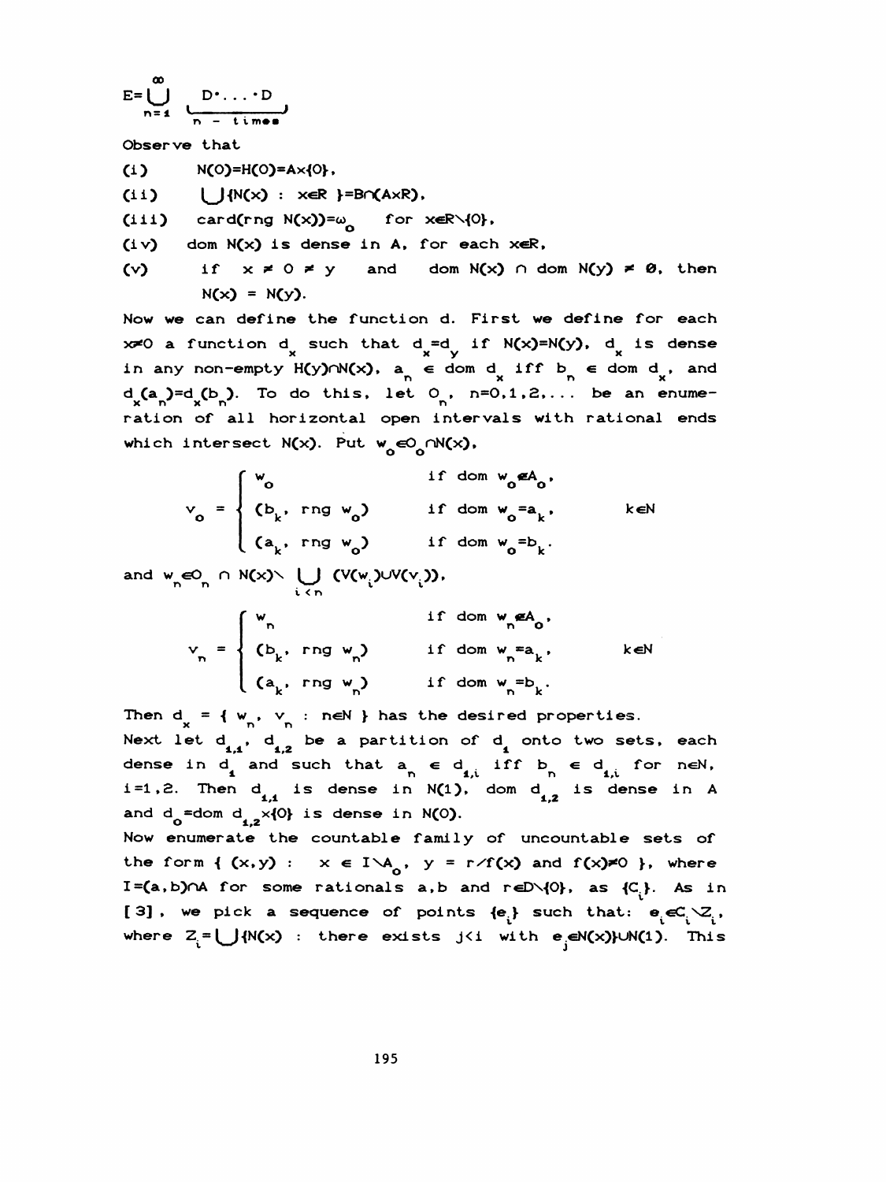$$E=\bigcup_{n=1}^{\infty} \underbrace{D\cdot\ldots\cdot D}_{n\text{ - times}}$$

Observe that

(i) $N(0)=H(0)=A\times\{0\}$,

(ii) $\bigcup\{N(x) : x\in R\}=B\cap(A\times R)$,

(iii) $\mathrm{card}(\mathrm{rng}\, N(x))=\omega_0$ for $x\in R\setminus\{0\}$,

(iv) $\mathrm{dom}\, N(x)$ is dense in A, for each $x\in R$,

(v) if $x \neq 0 \neq y$ and $\mathrm{dom}\, N(x) \cap \mathrm{dom}\, N(y) \neq \emptyset$, then $N(x) = N(y)$.

Now we can define the function d. First we define for each $x\neq 0$ a function $d_x$ such that $d_x=d_y$ if $N(x)=N(y)$, $d_x$ is dense in any non-empty $H(y)\cap N(x)$, $a_n \in \mathrm{dom}\, d_x$ iff $b_n \in \mathrm{dom}\, d_x$, and $d_x(a_n)=d_x(b_n)$. To do this, let $O_n$, $n=0,1,2,\ldots$ be an enumeration of all horizontal open intervals with rational ends which intersect $N(x)$. Put $w_0\in O_0\cap N(x)$,

$$v_0 = \begin{cases} w_0 & \text{if } \mathrm{dom}\, w_0\notin A_0, \\ (b_k,\ \mathrm{rng}\, w_0) & \text{if } \mathrm{dom}\, w_0=a_k, \qquad k\in N \\ (a_k,\ \mathrm{rng}\, w_0) & \text{if } \mathrm{dom}\, w_0=b_k. \end{cases}$$

and $w_n\in O_n \cap N(x)\setminus \bigcup_{i<n} (V(w_i)\cup V(v_i))$,

$$v_n = \begin{cases} w_n & \text{if } \mathrm{dom}\, w_n\notin A_0, \\ (b_k,\ \mathrm{rng}\, w_n) & \text{if } \mathrm{dom}\, w_n=a_k, \qquad k\in N \\ (a_k,\ \mathrm{rng}\, w_n) & \text{if } \mathrm{dom}\, w_n=b_k. \end{cases}$$

Then $d_x = \{ w_n,\ v_n : n\in N \}$ has the desired properties.

Next let $d_{1,1}$, $d_{1,2}$ be a partition of $d_1$ onto two sets, each dense in $d_1$ and such that $a_n \in d_{1,i}$ iff $b_n \in d_{1,i}$ for $n\in N$, $i=1,2$. Then $d_{1,1}$ is dense in $N(1)$, $\mathrm{dom}\, d_{1,2}$ is dense in A and $d_0=\mathrm{dom}\, d_{1,2}\times\{0\}$ is dense in $N(0)$.

Now enumerate the countable family of uncountable sets of the form $\{ (x,y) : x \in I\setminus A_0,\ y = r/f(x) \text{ and } f(x)\neq 0 \}$, where $I=(a,b)\cap A$ for some rationals a,b and $r\in D\setminus\{0\}$, as $\{C_i\}$. As in [3], we pick a sequence of points $\{e_i\}$ such that: $e_i\in C_i\setminus Z_i$, where $Z_i=\bigcup\{N(x) : \text{there exists } j<i \text{ with } e_j\in N(x)\}\cup N(1)$. This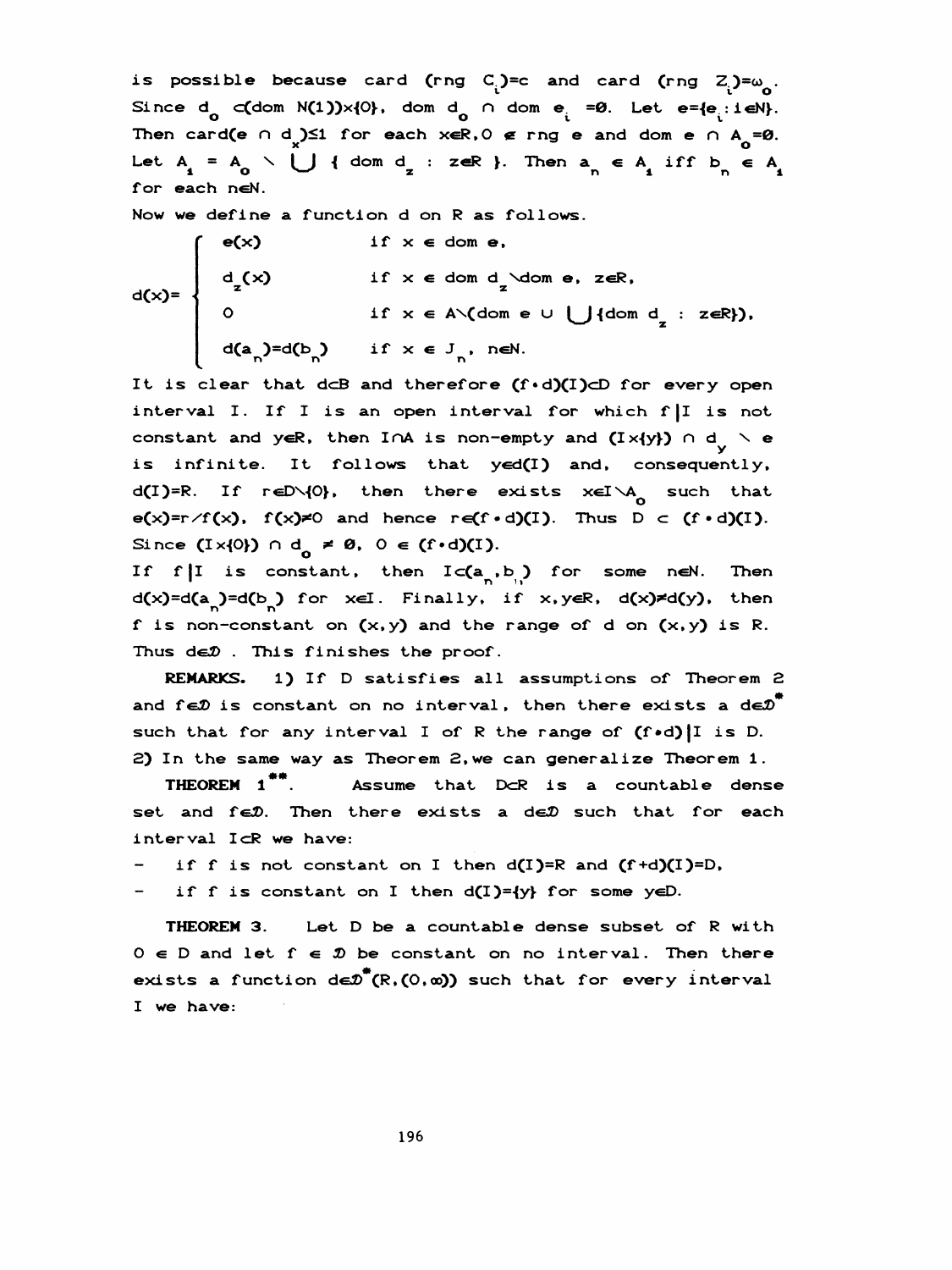is possible because card (rng $C_i$)=c and card (rng $Z_i$)=$\omega_0$. Since $d_0 \subset (\text{dom } N(1))\times\{0\}$, dom $d_0 \cap$ dom $e_i = \emptyset$. Let $e=\{e_i : i\in N\}$. Then card($e \cap d_x$)$\leq 1$ for each $x\in R$, $0 \notin$ rng $e$ and dom $e \cap A_0=\emptyset$. Let $A_1 = A_0 \setminus \bigcup \{ \text{dom } d_z : z\in R \}$. Then $a_n \in A_1$ iff $b_n \in A_1$ for each $n\in N$.

Now we define a function d on R as follows.

$$d(x)= \begin{cases} e(x) & \text{if } x \in \text{dom } e, \\ d_z(x) & \text{if } x \in \text{dom } d_z \setminus \text{dom } e,\ z\in R, \\ 0 & \text{if } x \in A\setminus(\text{dom } e \cup \bigcup\{\text{dom } d_z : z\in R\}), \\ d(a_n)=d(b_n) & \text{if } x \in J_n,\ n\in N. \end{cases}$$

It is clear that $d\subset B$ and therefore $(f\cdot d)(I)\subset D$ for every open interval I. If I is an open interval for which $f|I$ is not constant and $y\in R$, then $I\cap A$ is non-empty and $(I\times\{y\}) \cap d_y \setminus e$ is infinite. It follows that $y\in d(I)$ and, consequently, $d(I)=R$. If $r\in D\setminus\{0\}$, then there exists $x\in I\setminus A_0$ such that $e(x)=r/f(x)$, $f(x)\neq 0$ and hence $r\in(f\cdot d)(I)$. Thus $D \subset (f\cdot d)(I)$. Since $(I\times\{0\}) \cap d_0 \neq \emptyset$, $0 \in (f\cdot d)(I)$.

If $f|I$ is constant, then $I\subset(a_n,b_n)$ for some $n\in N$. Then $d(x)=d(a_n)=d(b_n)$ for $x\in I$. Finally, if $x,y\in R$, $d(x)\neq d(y)$, then f is non-constant on $(x,y)$ and the range of d on $(x,y)$ is R. Thus $d\in\mathcal{D}$. This finishes the proof.

**REMARKS.** 1) If D satisfies all assumptions of Theorem 2 and $f\in\mathcal{D}$ is constant on no interval, then there exists a $d\in\mathcal{D}^*$ such that for any interval I of R the range of $(f\cdot d)|I$ is D.
2) In the same way as Theorem 2, we can generalize Theorem 1.

**THEOREM 1\*\*.** Assume that $D\subset R$ is a countable dense set and $f\in\mathcal{D}$. Then there exists a $d\in\mathcal{D}$ such that for each interval $I\subset R$ we have:

- if f is not constant on I then $d(I)=R$ and $(f+d)(I)=D$,
- if f is constant on I then $d(I)=\{y\}$ for some $y\in D$.

**THEOREM 3.** Let D be a countable dense subset of R with $0 \in D$ and let $f \in \mathcal{D}$ be constant on no interval. Then there exists a function $d\in\mathcal{D}^*(R,(0,\infty))$ such that for every interval I we have: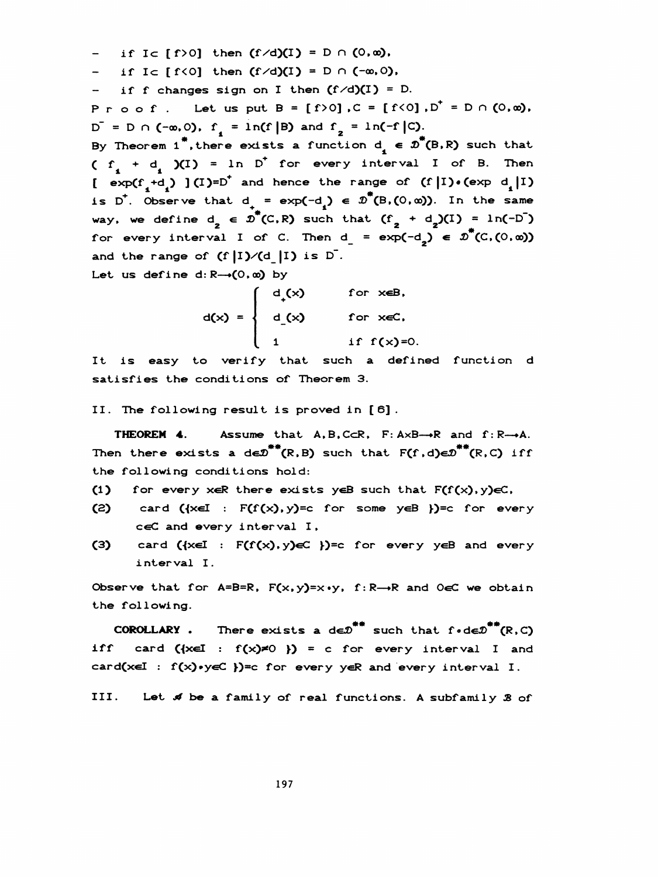- if $I \subset [f>0]$ then $(f/d)(I) = D \cap (0,\infty)$,
- if $I \subset [f<0]$ then $(f/d)(I) = D \cap (-\infty,0)$,
- if $f$ changes sign on $I$ then $(f/d)(I) = D$.

Proof. Let us put $B = [f>0]$, $C = [f<0]$, $D^+ = D \cap (0,\infty)$, $D^- = D \cap (-\infty,0)$, $f_1 = \ln(f|B)$ and $f_2 = \ln(-f|C)$.
By Theorem 1*, there exists a function $d_1 \in \mathcal{D}^*(B,R)$ such that $(f_1 + d_1)(I) = \ln D^+$ for every interval $I$ of $B$. Then $[\exp(f_1+d_1)](I)=D^+$ and hence the range of $(f|I)\cdot(\exp d_1|I)$ is $D^+$. Observe that $d_+ = \exp(-d_1) \in \mathcal{D}^*(B,(0,\infty))$. In the same way, we define $d_2 \in \mathcal{D}^*(C,R)$ such that $(f_2 + d_2)(I) = \ln(-D^-)$ for every interval $I$ of $C$. Then $d_- = \exp(-d_2) \in \mathcal{D}^*(C,(0,\infty))$ and the range of $(f|I)/(d_-|I)$ is $D^-$.
Let us define $d: R \to (0,\infty)$ by

$$d(x) = \begin{cases} d_+(x) & \text{for } x \in B, \\ d_-(x) & \text{for } x \in C, \\ 1 & \text{if } f(x)=0. \end{cases}$$

It is easy to verify that such a defined function $d$ satisfies the conditions of Theorem 3.

II. The following result is proved in [6].

**THEOREM 4.** Assume that $A,B,C \subset R$, $F: A\times B \to R$ and $f: R \to A$. Then there exists a $d \in \mathcal{D}^{**}(R,B)$ such that $F(f,d) \in \mathcal{D}^{**}(R,C)$ iff the following conditions hold:

(1) for every $x \in R$ there exists $y \in B$ such that $F(f(x),y) \in C$,

(2) $\operatorname{card}(\{x \in I : F(f(x),y)=c \text{ for some } y \in B\})=\mathfrak{c}$ for every $c \in C$ and every interval $I$,

(3) $\operatorname{card}(\{x \in I : F(f(x),y) \in C\})=\mathfrak{c}$ for every $y \in B$ and every interval $I$.

Observe that for $A=B=R$, $F(x,y)=x\cdot y$, $f: R \to R$ and $0 \in C$ we obtain the following.

**COROLLARY.** There exists a $d \in \mathcal{D}^{**}$ such that $f\cdot d \in \mathcal{D}^{**}(R,C)$ iff $\operatorname{card}(\{x \in I : f(x) \neq 0\}) = \mathfrak{c}$ for every interval $I$ and $\operatorname{card}(x \in I : f(x)\cdot y \in C\})=\mathfrak{c}$ for every $y \in R$ and every interval $I$.

III. Let $\mathcal{A}$ be a family of real functions. A subfamily $\mathcal{B}$ of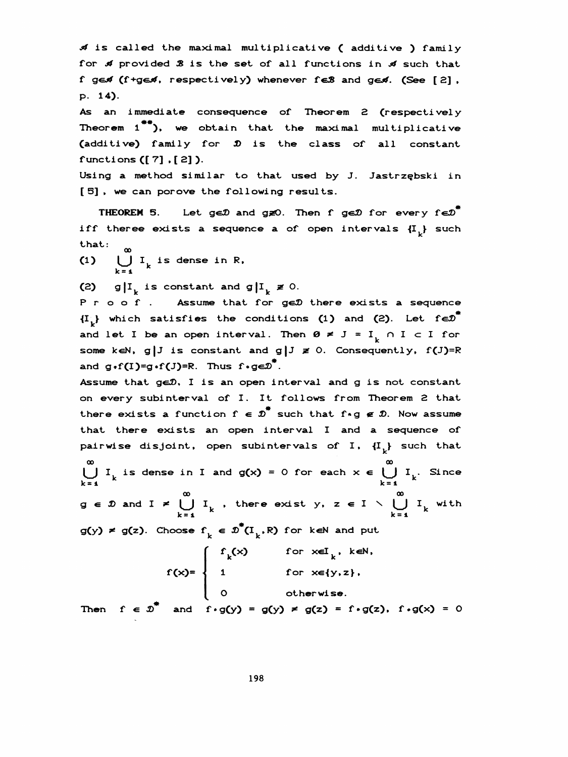$\mathscr{A}$ is called the maximal multiplicative ( additive ) family for $\mathscr{A}$ provided $\mathscr{B}$ is the set of all functions in $\mathscr{A}$ such that $f\, g\in\mathscr{A}$ ($f+g\in\mathscr{A}$, respectively) whenever $f\in\mathscr{B}$ and $g\in\mathscr{A}$. (See [2], p. 14).

As an immediate consequence of Theorem 2 (respectively Theorem $1^{**}$), we obtain that the maximal multiplicative (additive) family for $\mathscr{D}$ is the class of all constant functions ([7],[2]).

Using a method similar to that used by J. Jastrzębski in [5], we can porove the following results.

**THEOREM 5.** Let $g\in\mathscr{D}$ and $g\not\equiv 0$. Then $f\, g\in\mathscr{D}$ for every $f\in\mathscr{D}^*$ iff theree exists a sequence a of open intervals $\{I_k\}$ such that:

(1) $\bigcup_{k=1}^{\infty} I_k$ is dense in R,

(2) $g|I_k$ is constant and $g|I_k \not\equiv 0$.

P r o o f . Assume that for $g\in\mathscr{D}$ there exists a sequence $\{I_k\}$ which satisfies the conditions (1) and (2). Let $f\in\mathscr{D}^*$ and let I be an open interval. Then $\emptyset \neq J = I_k \cap I \subset I$ for some $k\in N$, $g|J$ is constant and $g|J \not\equiv 0$. Consequently, $f(J)=R$ and $g\cdot f(I)=g\cdot f(J)=R$. Thus $f\cdot g\in\mathscr{D}^*$.

Assume that $g\in\mathscr{D}$, I is an open interval and g is not constant on every subinterval of I. It follows from Theorem 2 that there exists a function $f \in \mathscr{D}^*$ such that $f\cdot g \notin \mathscr{D}$. Now assume that there exists an open interval I and a sequence of pairwise disjoint, open subintervals of I, $\{I_k\}$ such that $\bigcup_{k=1}^{\infty} I_k$ is dense in I and $g(x) = 0$ for each $x \in \bigcup_{k=1}^{\infty} I_k$. Since $g \in \mathscr{D}$ and $I \neq \bigcup_{k=1}^{\infty} I_k$ , there exist $y, z \in I \setminus \bigcup_{k=1}^{\infty} I_k$ with $g(y) \neq g(z)$. Choose $f_k \in \mathscr{D}^*(I_k, R)$ for $k\in N$ and put

$$f(x)= \begin{cases} f_k(x) & \text{for } x\in I_k,\ k\in N, \\ 1 & \text{for } x\in\{y,z\}, \\ 0 & \text{otherwise.} \end{cases}$$

Then $f \in \mathscr{D}^*$ and $f\cdot g(y) = g(y) \neq g(z) = f\cdot g(z)$, $f\cdot g(x) = 0$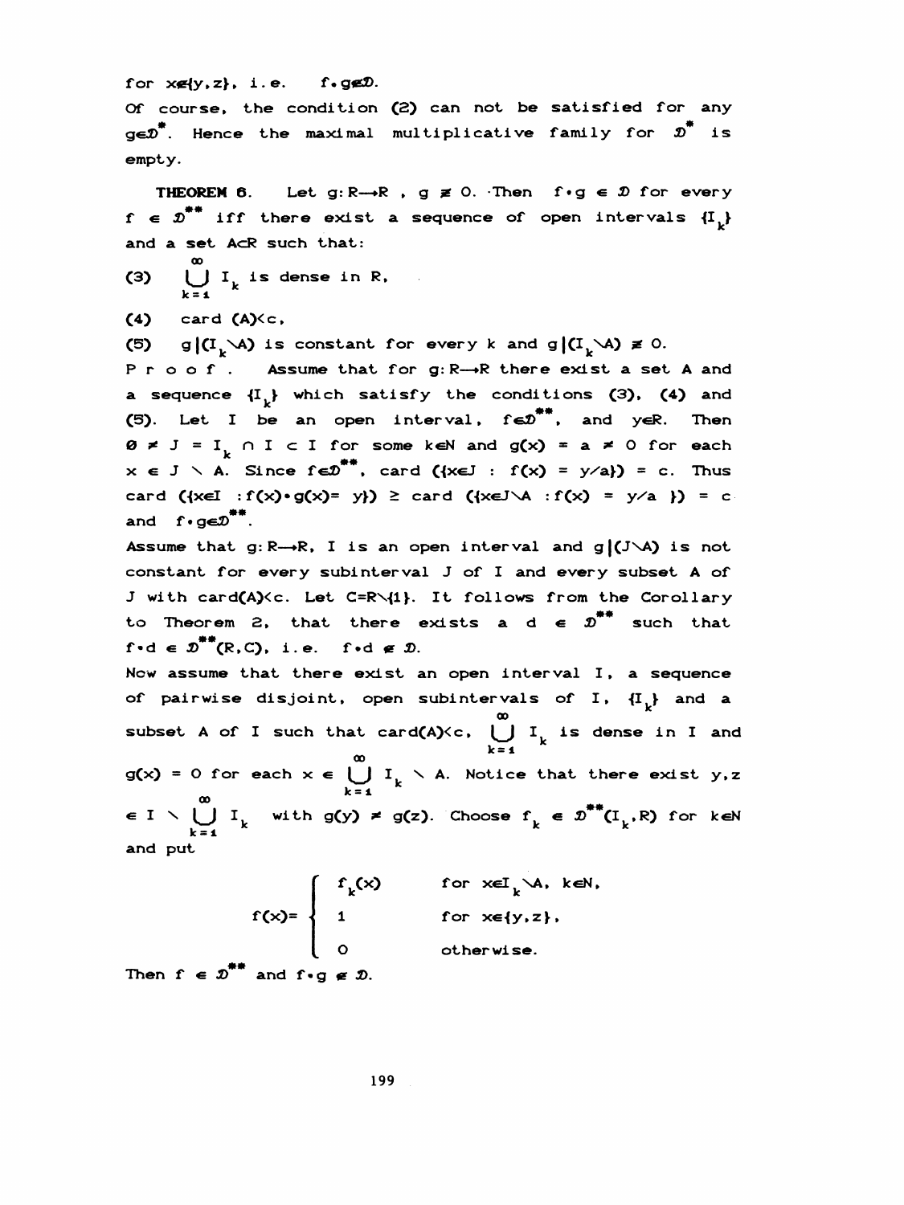for $x \notin \{y,z\}$, i.e. $f \cdot g \notin \mathcal{D}$.

Of course, the condition (2) can not be satisfied for any $g \in \mathcal{D}^*$. Hence the maximal multiplicative family for $\mathcal{D}^*$ is empty.

**THEOREM 6.** Let $g: R \to R$, $g \not\equiv 0$. Then $f \cdot g \in \mathcal{D}$ for every $f \in \mathcal{D}^{**}$ iff there exist a sequence of open intervals $\{I_k\}$ and a set $A \subset R$ such that:

(3) $\displaystyle\bigcup_{k=1}^{\infty} I_k$ is dense in R,

(4) $\text{card}(A) < c$,

(5) $g|(I_k \setminus A)$ is constant for every $k$ and $g|(I_k \setminus A) \not\equiv 0$.

P r o o f . Assume that for $g: R \to R$ there exist a set A and a sequence $\{I_k\}$ which satisfy the conditions (3), (4) and (5). Let I be an open interval, $f \in \mathcal{D}^{**}$, and $y \in R$. Then $\emptyset \neq J = I_k \cap I \subset I$ for some $k \in N$ and $g(x) = a \neq 0$ for each $x \in J \setminus A$. Since $f \in \mathcal{D}^{**}$, $\text{card}(\{x \in J : f(x) = y/a\}) = c$. Thus $\text{card}(\{x \in I : f(x) \cdot g(x) = y\}) \geq \text{card}(\{x \in J \setminus A : f(x) = y/a\}) = c$ and $f \cdot g \in \mathcal{D}^{**}$.

Assume that $g: R \to R$, I is an open interval and $g|(J \setminus A)$ is not constant for every subinterval J of I and every subset A of J with $\text{card}(A) < c$. Let $C = R \setminus \{1\}$. It follows from the Corollary to Theorem 2, that there exists a $d \in \mathcal{D}^{**}$ such that $f \cdot d \in \mathcal{D}^{**}(R,C)$, i.e. $f \cdot d \notin \mathcal{D}$.

Now assume that there exist an open interval I, a sequence of pairwise disjoint, open subintervals of I, $\{I_k\}$ and a subset A of I such that $\text{card}(A) < c$, $\bigcup_{k=1}^{\infty} I_k$ is dense in I and $g(x) = 0$ for each $x \in \bigcup_{k=1}^{\infty} I_k \setminus A$. Notice that there exist $y,z \in I \setminus \bigcup_{k=1}^{\infty} I_k$ with $g(y) \neq g(z)$. Choose $f_k \in \mathcal{D}^{**}(I_k, R)$ for $k \in N$ and put

$$f(x) = \begin{cases} f_k(x) & \text{for } x \in I_k \setminus A,\ k \in N, \\ 1 & \text{for } x \in \{y,z\}, \\ 0 & \text{otherwise.} \end{cases}$$

Then $f \in \mathcal{D}^{**}$ and $f \cdot g \notin \mathcal{D}$.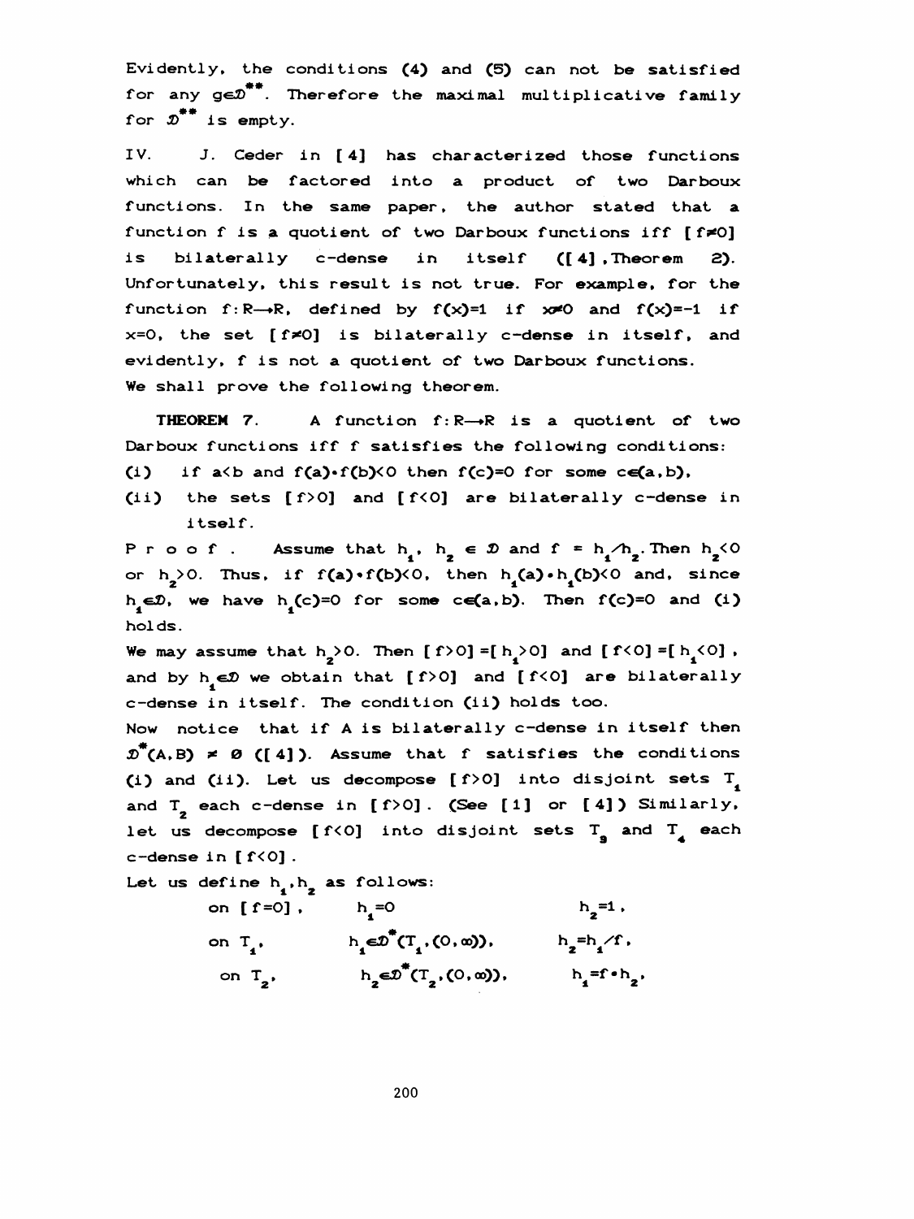Evidently, the conditions (4) and (5) can not be satisfied for any $g \in \mathcal{D}^{**}$. Therefore the maximal multiplicative family for $\mathcal{D}^{**}$ is empty.

IV. J. Ceder in [4] has characterized those functions which can be factored into a product of two Darboux functions. In the same paper, the author stated that a function f is a quotient of two Darboux functions iff $[f \neq 0]$ is bilaterally c-dense in itself ([4], Theorem 2). Unfortunately, this result is not true. For example, for the function $f: R \to R$, defined by $f(x)=1$ if $x \neq 0$ and $f(x)=-1$ if $x=0$, the set $[f \neq 0]$ is bilaterally c-dense in itself, and evidently, f is not a quotient of two Darboux functions. We shall prove the following theorem.

**THEOREM 7.** A function $f: R \to R$ is a quotient of two Darboux functions iff f satisfies the following conditions:

(i) if $a<b$ and $f(a) \cdot f(b)<0$ then $f(c)=0$ for some $c \in (a,b)$,

(ii) the sets $[f>0]$ and $[f<0]$ are bilaterally c-dense in itself.

P r o o f . Assume that $h_1, h_2 \in \mathcal{D}$ and $f = h_1/h_2$. Then $h_2<0$ or $h_2>0$. Thus, if $f(a) \cdot f(b)<0$, then $h_1(a) \cdot h_1(b)<0$ and, since $h_1 \in \mathcal{D}$, we have $h_1(c)=0$ for some $c \in (a,b)$. Then $f(c)=0$ and (i) holds.

We may assume that $h_2>0$. Then $[f>0]=[h_1>0]$ and $[f<0]=[h_1<0]$, and by $h_1 \in \mathcal{D}$ we obtain that $[f>0]$ and $[f<0]$ are bilaterally c-dense in itself. The condition (ii) holds too.

Now notice that if A is bilaterally c-dense in itself then $\mathcal{D}^*(A,B) \neq \emptyset$ ([4]). Assume that f satisfies the conditions (i) and (ii). Let us decompose $[f>0]$ into disjoint sets $T_1$ and $T_2$ each c-dense in $[f>0]$. (See [1] or [4]) Similarly, let us decompose $[f<0]$ into disjoint sets $T_3$ and $T_4$ each c-dense in $[f<0]$.

Let us define $h_1, h_2$ as follows:

| | | |
|---|---|---|
| on $[f=0]$, | $h_1=0$ | $h_2=1$, |
| on $T_1$, | $h_1 \in \mathcal{D}^*(T_1,(0,\infty))$, | $h_2=h_1/f$, |
| on $T_2$, | $h_2 \in \mathcal{D}^*(T_2,(0,\infty))$, | $h_1=f \cdot h_2$, |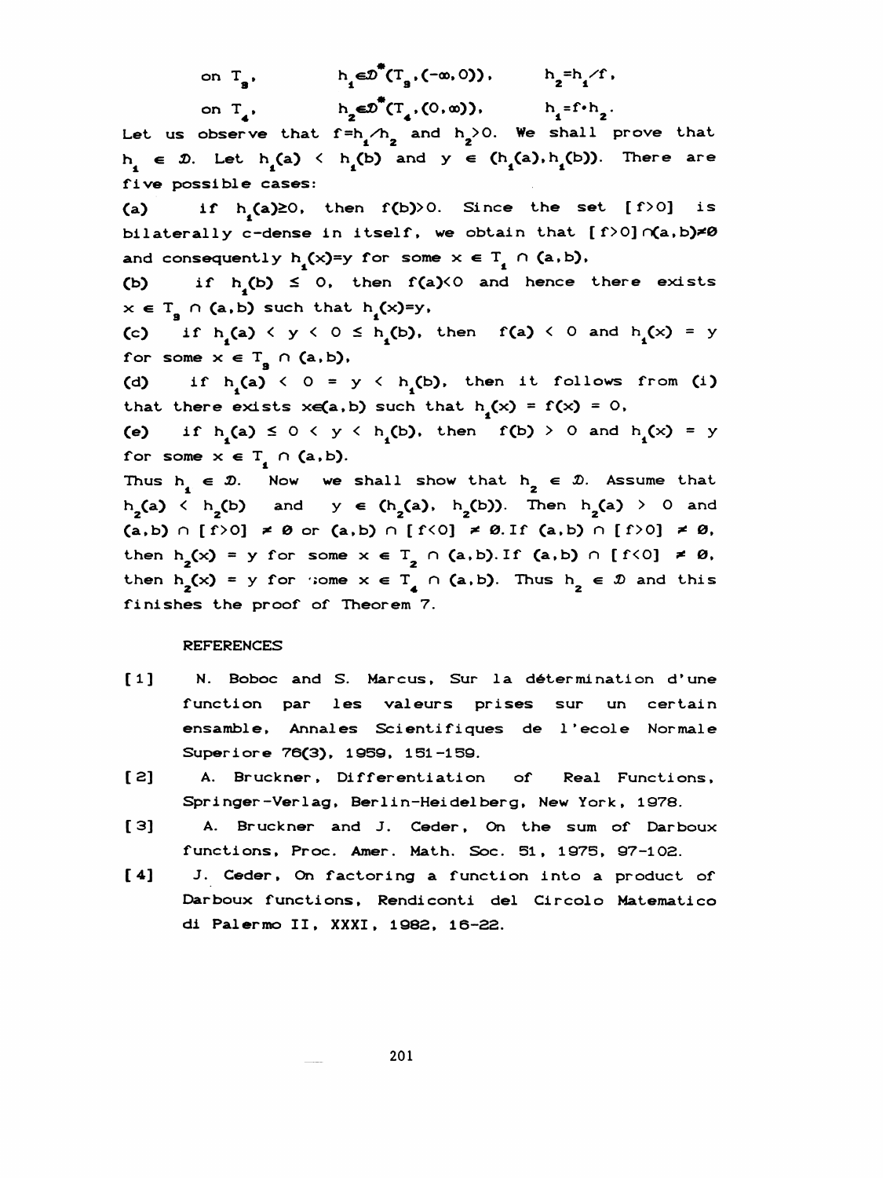on $T_3$, $\qquad h_1 \in \mathcal{D}^*(T_3, (-\infty, 0))$, $\qquad h_2 = h_1 / f$,

on $T_4$, $\qquad h_2 \in \mathcal{D}^*(T_4, (0, \infty))$, $\qquad h_1 = f \cdot h_2$.

Let us observe that $f = h_1 / h_2$ and $h_2 > 0$. We shall prove that $h_1 \in \mathcal{D}$. Let $h_1(a) < h_1(b)$ and $y \in (h_1(a), h_1(b))$. There are five possible cases:

(a) if $h_1(a) \geq 0$, then $f(b) > 0$. Since the set $[f>0]$ is bilaterally c-dense in itself, we obtain that $[f>0] \cap (a,b) \neq \emptyset$ and consequently $h_1(x) = y$ for some $x \in T_1 \cap (a,b)$,

(b) if $h_1(b) \leq 0$, then $f(a) < 0$ and hence there exists $x \in T_3 \cap (a,b)$ such that $h_1(x) = y$,

(c) if $h_1(a) < y < 0 \leq h_1(b)$, then $f(a) < 0$ and $h_1(x) = y$ for some $x \in T_3 \cap (a,b)$,

(d) if $h_1(a) < 0 = y < h_1(b)$, then it follows from (i) that there exists $x \in (a,b)$ such that $h_1(x) = f(x) = 0$,

(e) if $h_1(a) \leq 0 < y < h_1(b)$, then $f(b) > 0$ and $h_1(x) = y$ for some $x \in T_1 \cap (a,b)$.

Thus $h_1 \in \mathcal{D}$. Now we shall show that $h_2 \in \mathcal{D}$. Assume that $h_2(a) < h_2(b)$ and $y \in (h_2(a), h_2(b))$. Then $h_2(a) > 0$ and $(a,b) \cap [f>0] \neq \emptyset$ or $(a,b) \cap [f<0] \neq \emptyset$. If $(a,b) \cap [f>0] \neq \emptyset$, then $h_2(x) = y$ for some $x \in T_2 \cap (a,b)$. If $(a,b) \cap [f<0] \neq \emptyset$, then $h_2(x) = y$ for some $x \in T_4 \cap (a,b)$. Thus $h_2 \in \mathcal{D}$ and this finishes the proof of Theorem 7.

## REFERENCES

[1] N. Boboc and S. Marcus, Sur la détermination d'une function par les valeurs prises sur un certain ensamble, Annales Scientifiques de l'ecole Normale Superiore 76(3), 1959, 151-159.

[2] A. Bruckner, Differentiation of Real Functions, Springer-Verlag, Berlin-Heidelberg, New York, 1978.

[3] A. Bruckner and J. Ceder, On the sum of Darboux functions, Proc. Amer. Math. Soc. 51, 1975, 97-102.

[4] J. Ceder, On factoring a function into a product of Darboux functions, Rendiconti del Circolo Matematico di Palermo II, XXXI, 1982, 16-22.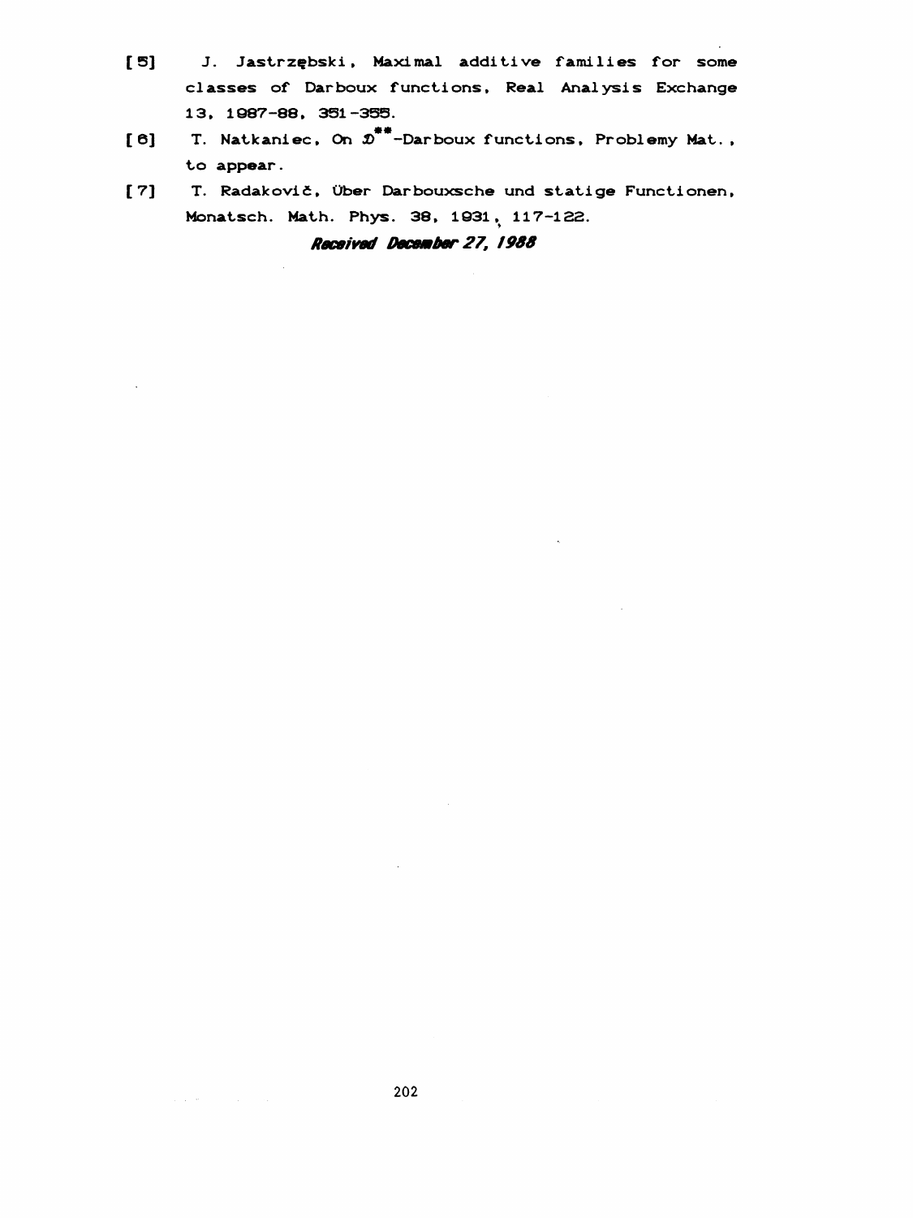[5] J. Jastrzębski, Maximal additive families for some classes of Darboux functions, Real Analysis Exchange 13, 1987-88, 351-355.

[6] T. Natkaniec, On $\mathcal{D}^{**}$-Darboux functions, Problemy Mat., to appear.

[7] T. Radakovič, Über Darbouxsche und statige Functionen, Monatsch. Math. Phys. 38, 1931, 117-122.

*Received December 27, 1988*